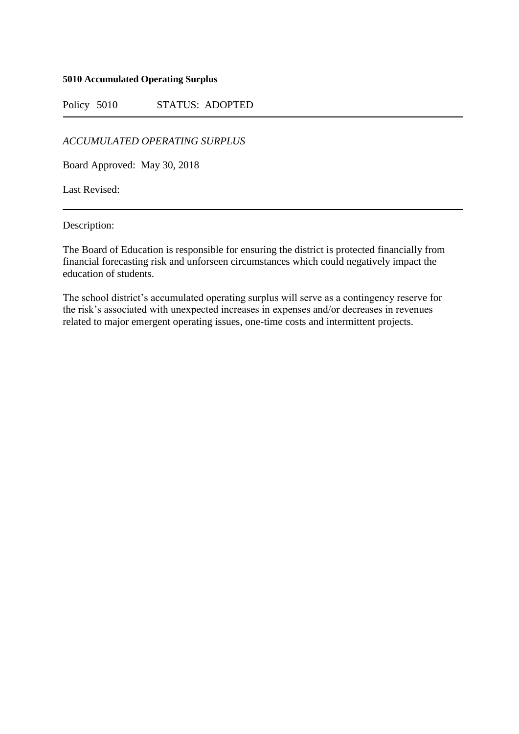**5010 Accumulated Operating Surplus**

Policy 5010 STATUS: ADOPTED

---

*ACCUMULATED OPERATING SURPLUS*

Board Approved: May 30, 2018

Last Revised:

---

Description:

The Board of Education is responsible for ensuring the district is protected financially from financial forecasting risk and unforseen circumstances which could negatively impact the education of students.

The school district's accumulated operating surplus will serve as a contingency reserve for the risk's associated with unexpected increases in expenses and/or decreases in revenues related to major emergent operating issues, one-time costs and intermittent projects.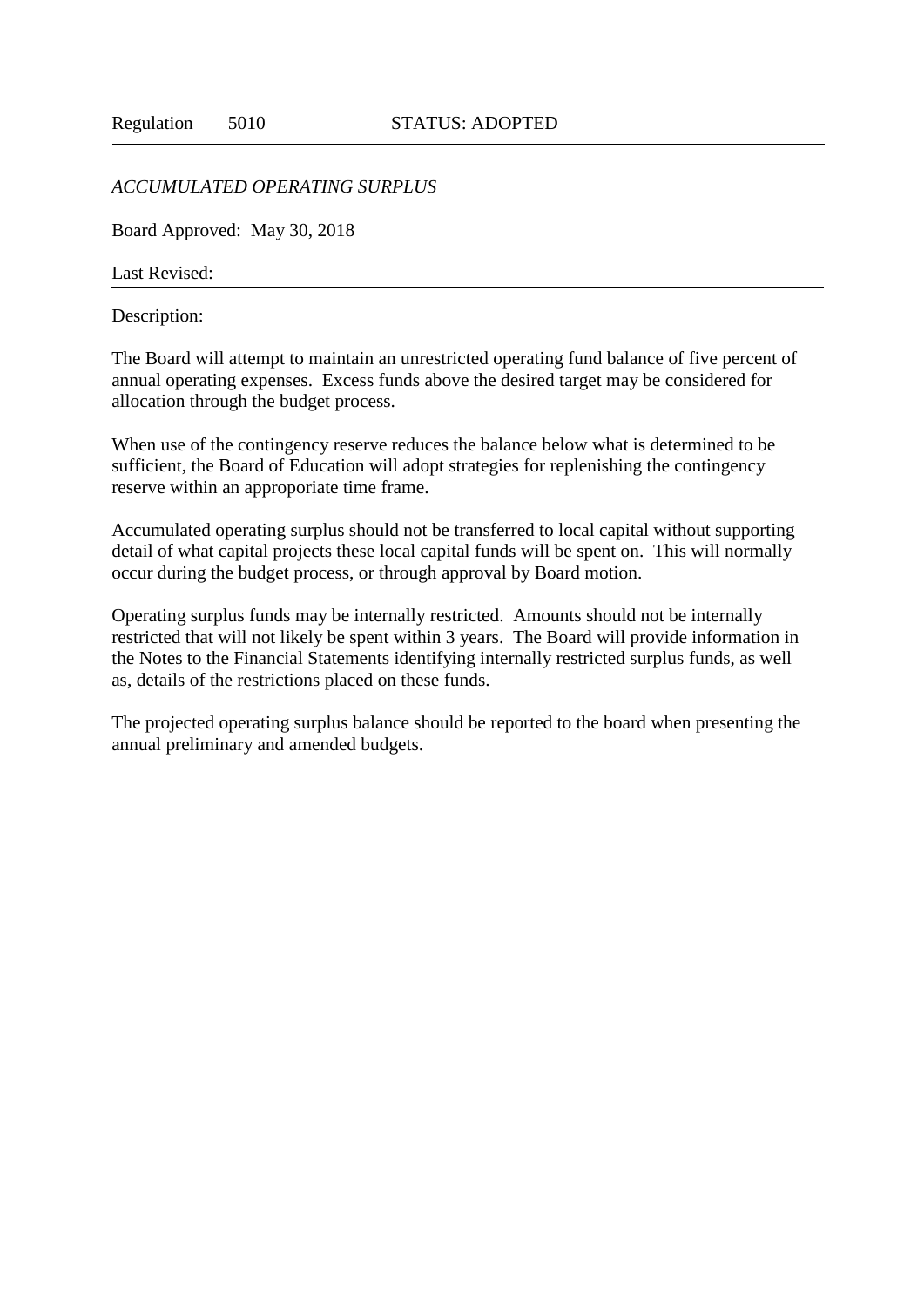Regulation 5010 STATUS: ADOPTED

---

*ACCUMULATED OPERATING SURPLUS*

Board Approved: May 30, 2018

Last Revised:

---

Description:

The Board will attempt to maintain an unrestricted operating fund balance of five percent of annual operating expenses. Excess funds above the desired target may be considered for allocation through the budget process.

When use of the contingency reserve reduces the balance below what is determined to be sufficient, the Board of Education will adopt strategies for replenishing the contingency reserve within an approporiate time frame.

Accumulated operating surplus should not be transferred to local capital without supporting detail of what capital projects these local capital funds will be spent on. This will normally occur during the budget process, or through approval by Board motion.

Operating surplus funds may be internally restricted. Amounts should not be internally restricted that will not likely be spent within 3 years. The Board will provide information in the Notes to the Financial Statements identifying internally restricted surplus funds, as well as, details of the restrictions placed on these funds.

The projected operating surplus balance should be reported to the board when presenting the annual preliminary and amended budgets.